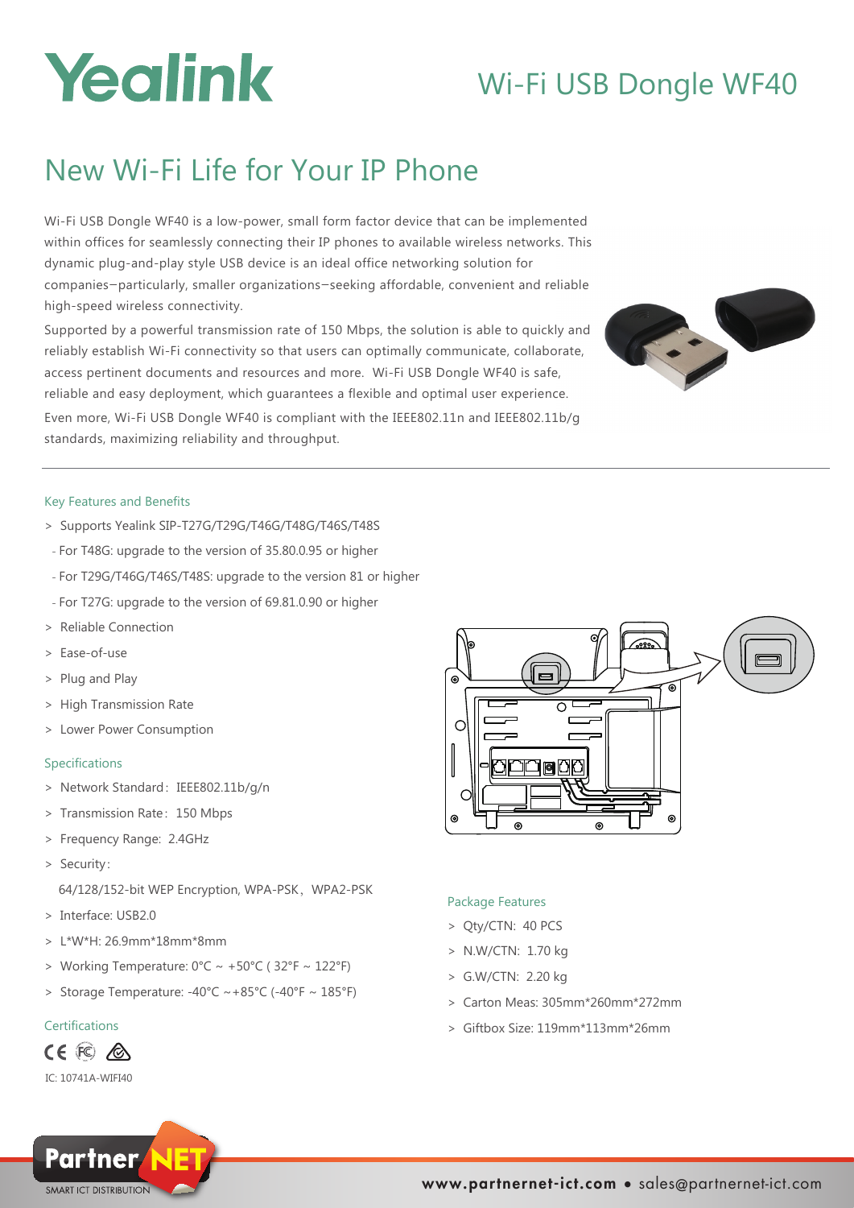# Yealink

## Wi-Fi USB Dongle WF40

## New Wi-Fi Life for Your IP Phone

Wi-Fi USB Dongle WF40 is a low-power, small form factor device that can be implemented within offices for seamlessly connecting their IP phones to available wireless networks. This dynamic plug-and-play style USB device is an ideal office networking solution for companies—particularly, smaller organizations—seeking affordable, convenient and reliable high-speed wireless connectivity.

Supported by a powerful transmission rate of 150 Mbps, the solution is able to quickly and reliably establish Wi-Fi connectivity so that users can optimally communicate, collaborate, access pertinent documents and resources and more. Wi-Fi USB Dongle WF40 is safe, reliable and easy deployment, which guarantees a flexible and optimal user experience.

Even more, Wi-Fi USB Dongle WF40 is compliant with the IEEE802.11n and IEEE802.11b/g standards, maximizing reliability and throughput.

### Key Features and Benefits

> Supports Yealink SIP-T27G/T29G/T46G/T48G/T46S/T48S
- For T48G: upgrade to the version of 35.80.0.95 or higher
- For T29G/T46G/T46S/T48S: upgrade to the version 81 or higher
- For T27G: upgrade to the version of 69.81.0.90 or higher

> Reliable Connection

> Ease-of-use

> Plug and Play

> High Transmission Rate

> Lower Power Consumption

### Specifications

> Network Standard: IEEE802.11b/g/n

> Transmission Rate: 150 Mbps

> Frequency Range: 2.4GHz

> Security:
64/128/152-bit WEP Encryption, WPA-PSK, WPA2-PSK

> Interface: USB2.0

> L*W*H: 26.9mm*18mm*8mm

> Working Temperature: 0°C ~ +50°C ( 32°F ~ 122°F)

> Storage Temperature: -40°C ~+85°C (-40°F ~ 185°F)

### Certifications

IC: 10741A-WIFI40

### Package Features

> Qty/CTN: 40 PCS

> N.W/CTN: 1.70 kg

> G.W/CTN: 2.20 kg

> Carton Meas: 305mm*260mm*272mm

> Giftbox Size: 119mm*113mm*26mm

Partner NET SMART ICT DISTRIBUTION

www.partnernet-ict.com • sales@partnernet-ict.com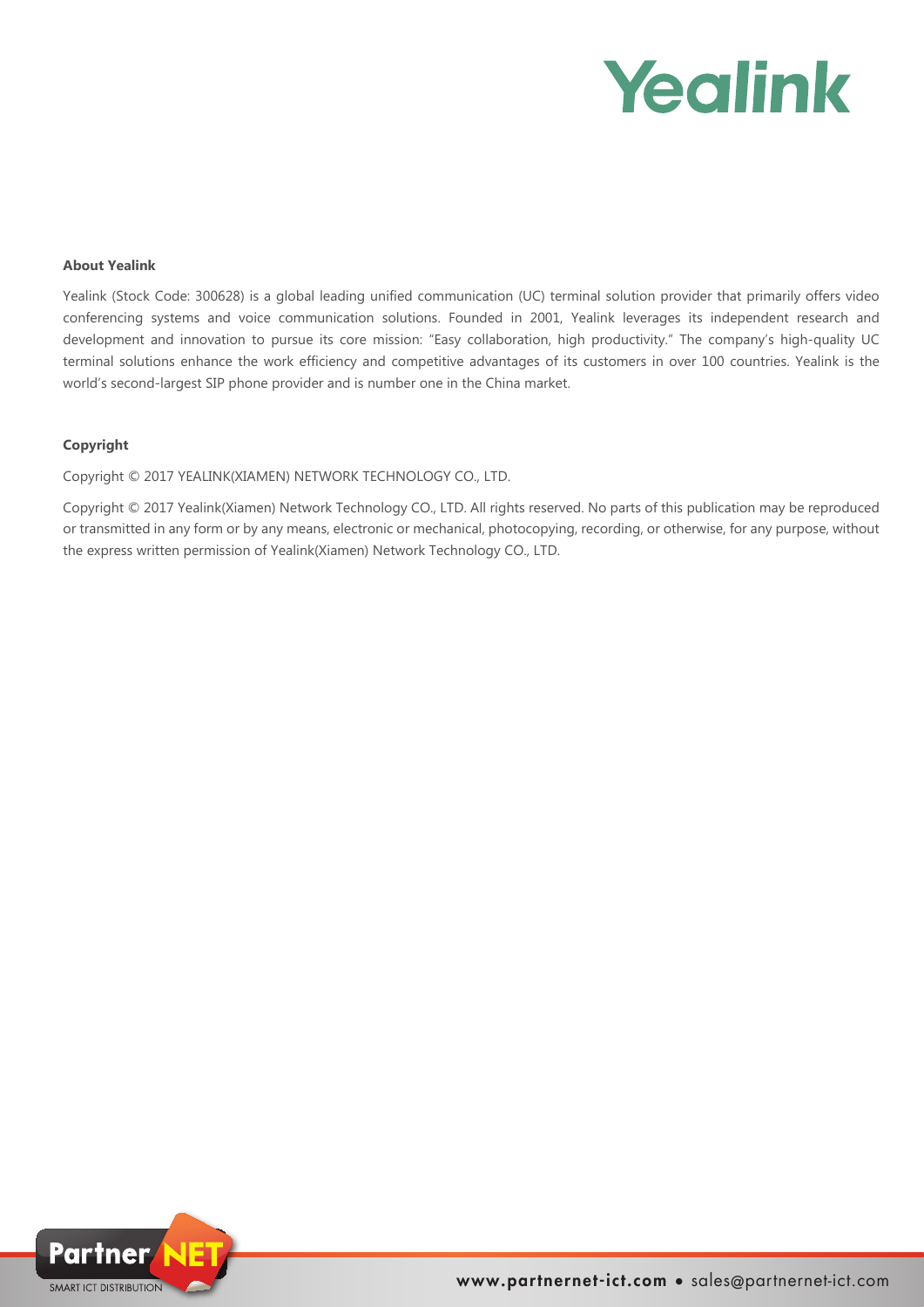**About Yealink**

Yealink (Stock Code: 300628) is a global leading unified communication (UC) terminal solution provider that primarily offers video conferencing systems and voice communication solutions. Founded in 2001, Yealink leverages its independent research and development and innovation to pursue its core mission: "Easy collaboration, high productivity." The company's high-quality UC terminal solutions enhance the work efficiency and competitive advantages of its customers in over 100 countries. Yealink is the world's second-largest SIP phone provider and is number one in the China market.

**Copyright**

Copyright © 2017 YEALINK(XIAMEN) NETWORK TECHNOLOGY CO., LTD.

Copyright © 2017 Yealink(Xiamen) Network Technology CO., LTD. All rights reserved. No parts of this publication may be reproduced or transmitted in any form or by any means, electronic or mechanical, photocopying, recording, or otherwise, for any purpose, without the express written permission of Yealink(Xiamen) Network Technology CO., LTD.